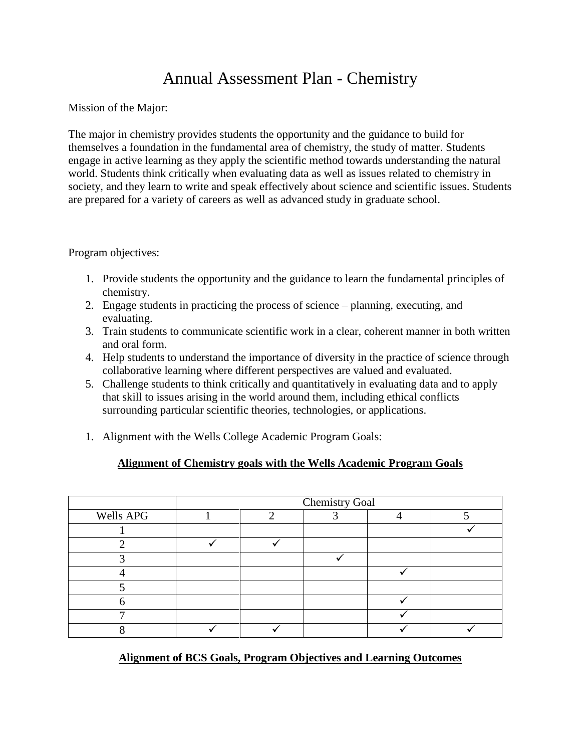# Annual Assessment Plan - Chemistry

Mission of the Major:

The major in chemistry provides students the opportunity and the guidance to build for themselves a foundation in the fundamental area of chemistry, the study of matter. Students engage in active learning as they apply the scientific method towards understanding the natural world. Students think critically when evaluating data as well as issues related to chemistry in society, and they learn to write and speak effectively about science and scientific issues. Students are prepared for a variety of careers as well as advanced study in graduate school.

Program objectives:

1. Provide students the opportunity and the guidance to learn the fundamental principles of chemistry.
2. Engage students in practicing the process of science – planning, executing, and evaluating.
3. Train students to communicate scientific work in a clear, coherent manner in both written and oral form.
4. Help students to understand the importance of diversity in the practice of science through collaborative learning where different perspectives are valued and evaluated.
5. Challenge students to think critically and quantitatively in evaluating data and to apply that skill to issues arising in the world around them, including ethical conflicts surrounding particular scientific theories, technologies, or applications.

1. Alignment with the Wells College Academic Program Goals:

**Alignment of Chemistry goals with the Wells Academic Program Goals**

| | Chemistry Goal | | | | |
|---|---|---|---|---|---|
| Wells APG | 1 | 2 | 3 | 4 | 5 |
| 1 | | | | | ✓ |
| 2 | ✓ | ✓ | | | |
| 3 | | | ✓ | | |
| 4 | | | | ✓ | |
| 5 | | | | | |
| 6 | | | | ✓ | |
| 7 | | | | ✓ | |
| 8 | ✓ | ✓ | | ✓ | ✓ |

**Alignment of BCS Goals, Program Objectives and Learning Outcomes**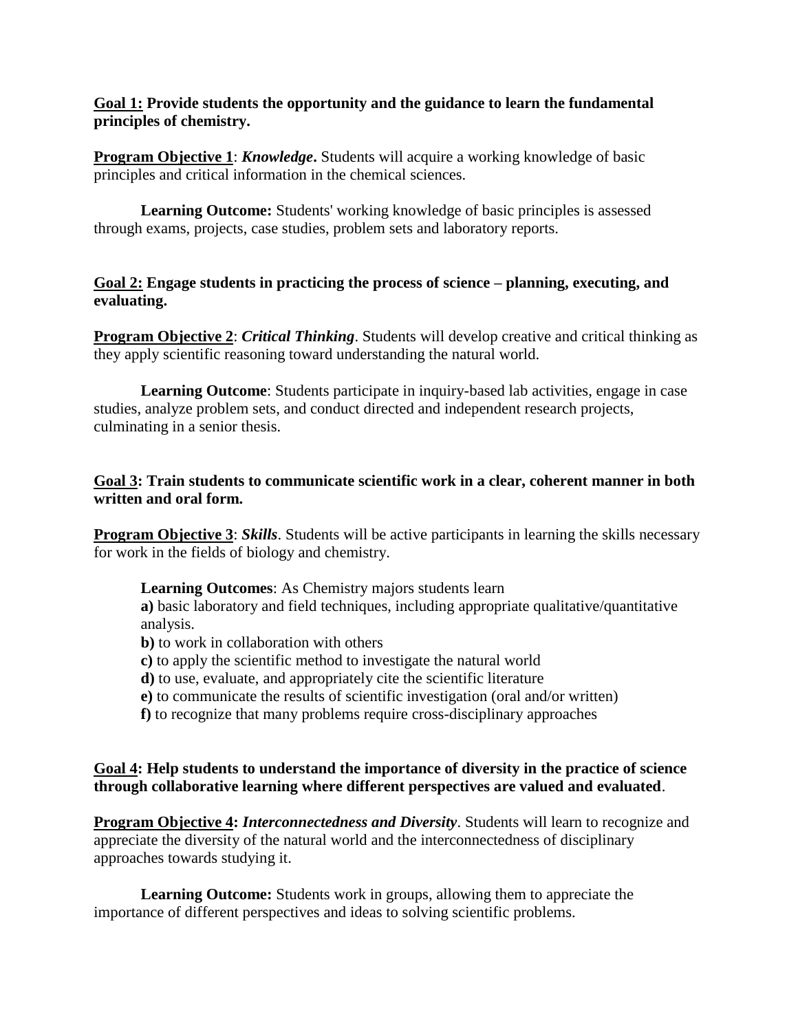**Goal 1: Provide students the opportunity and the guidance to learn the fundamental principles of chemistry.**

**Program Objective 1**: ***Knowledge***. Students will acquire a working knowledge of basic principles and critical information in the chemical sciences.

**Learning Outcome:** Students' working knowledge of basic principles is assessed through exams, projects, case studies, problem sets and laboratory reports.

**Goal 2: Engage students in practicing the process of science – planning, executing, and evaluating.**

**Program Objective 2**: ***Critical Thinking***. Students will develop creative and critical thinking as they apply scientific reasoning toward understanding the natural world.

**Learning Outcome**: Students participate in inquiry-based lab activities, engage in case studies, analyze problem sets, and conduct directed and independent research projects, culminating in a senior thesis.

**Goal 3: Train students to communicate scientific work in a clear, coherent manner in both written and oral form.**

**Program Objective 3**: ***Skills***. Students will be active participants in learning the skills necessary for work in the fields of biology and chemistry.

**Learning Outcomes**: As Chemistry majors students learn

**a)** basic laboratory and field techniques, including appropriate qualitative/quantitative analysis.
**b)** to work in collaboration with others
**c)** to apply the scientific method to investigate the natural world
**d)** to use, evaluate, and appropriately cite the scientific literature
**e)** to communicate the results of scientific investigation (oral and/or written)
**f)** to recognize that many problems require cross-disciplinary approaches

**Goal 4: Help students to understand the importance of diversity in the practice of science through collaborative learning where different perspectives are valued and evaluated**.

**Program Objective 4:** ***Interconnectedness and Diversity***. Students will learn to recognize and appreciate the diversity of the natural world and the interconnectedness of disciplinary approaches towards studying it.

**Learning Outcome:** Students work in groups, allowing them to appreciate the importance of different perspectives and ideas to solving scientific problems.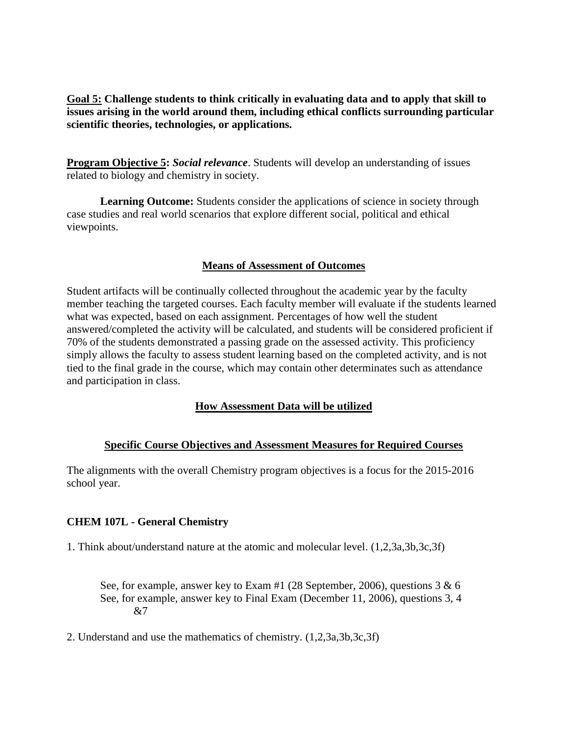**Goal 5: Challenge students to think critically in evaluating data and to apply that skill to issues arising in the world around them, including ethical conflicts surrounding particular scientific theories, technologies, or applications.**

**Program Objective 5:** ***Social relevance***. Students will develop an understanding of issues related to biology and chemistry in society.

**Learning Outcome:** Students consider the applications of science in society through case studies and real world scenarios that explore different social, political and ethical viewpoints.

## Means of Assessment of Outcomes

Student artifacts will be continually collected throughout the academic year by the faculty member teaching the targeted courses. Each faculty member will evaluate if the students learned what was expected, based on each assignment. Percentages of how well the student answered/completed the activity will be calculated, and students will be considered proficient if 70% of the students demonstrated a passing grade on the assessed activity. This proficiency simply allows the faculty to assess student learning based on the completed activity, and is not tied to the final grade in the course, which may contain other determinates such as attendance and participation in class.

## How Assessment Data will be utilized

## Specific Course Objectives and Assessment Measures for Required Courses

The alignments with the overall Chemistry program objectives is a focus for the 2015-2016 school year.

### CHEM 107L - General Chemistry

1. Think about/understand nature at the atomic and molecular level. (1,2,3a,3b,3c,3f)

   See, for example, answer key to Exam #1 (28 September, 2006), questions 3 & 6
   See, for example, answer key to Final Exam (December 11, 2006), questions 3, 4 &7

2. Understand and use the mathematics of chemistry. (1,2,3a,3b,3c,3f)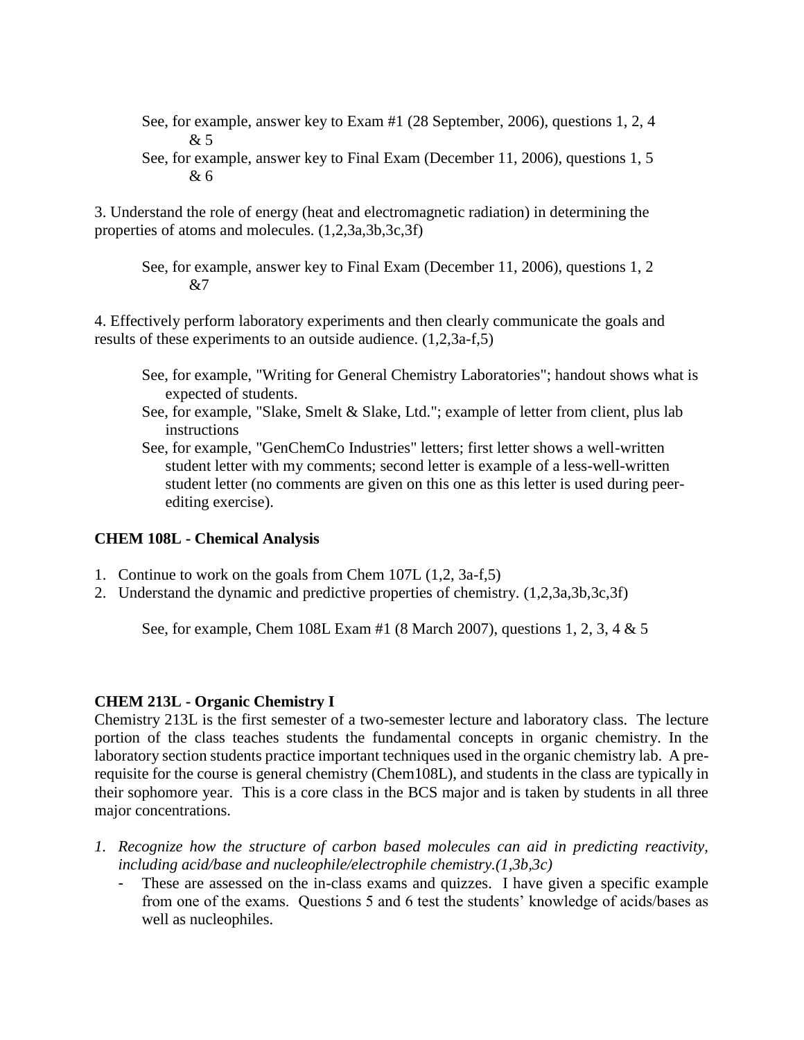See, for example, answer key to Exam #1 (28 September, 2006), questions 1, 2, 4 & 5
See, for example, answer key to Final Exam (December 11, 2006), questions 1, 5 & 6

3. Understand the role of energy (heat and electromagnetic radiation) in determining the properties of atoms and molecules. (1,2,3a,3b,3c,3f)

See, for example, answer key to Final Exam (December 11, 2006), questions 1, 2 &7

4. Effectively perform laboratory experiments and then clearly communicate the goals and results of these experiments to an outside audience. (1,2,3a-f,5)

See, for example, "Writing for General Chemistry Laboratories"; handout shows what is expected of students.
See, for example, "Slake, Smelt & Slake, Ltd."; example of letter from client, plus lab instructions
See, for example, "GenChemCo Industries" letters; first letter shows a well-written student letter with my comments; second letter is example of a less-well-written student letter (no comments are given on this one as this letter is used during peer-editing exercise).

**CHEM 108L - Chemical Analysis**

1. Continue to work on the goals from Chem 107L (1,2, 3a-f,5)
2. Understand the dynamic and predictive properties of chemistry. (1,2,3a,3b,3c,3f)

See, for example, Chem 108L Exam #1 (8 March 2007), questions 1, 2, 3, 4 & 5

**CHEM 213L - Organic Chemistry I**

Chemistry 213L is the first semester of a two-semester lecture and laboratory class. The lecture portion of the class teaches students the fundamental concepts in organic chemistry. In the laboratory section students practice important techniques used in the organic chemistry lab. A pre-requisite for the course is general chemistry (Chem108L), and students in the class are typically in their sophomore year. This is a core class in the BCS major and is taken by students in all three major concentrations.

1. *Recognize how the structure of carbon based molecules can aid in predicting reactivity, including acid/base and nucleophile/electrophile chemistry.(1,3b,3c)*
   - These are assessed on the in-class exams and quizzes. I have given a specific example from one of the exams. Questions 5 and 6 test the students' knowledge of acids/bases as well as nucleophiles.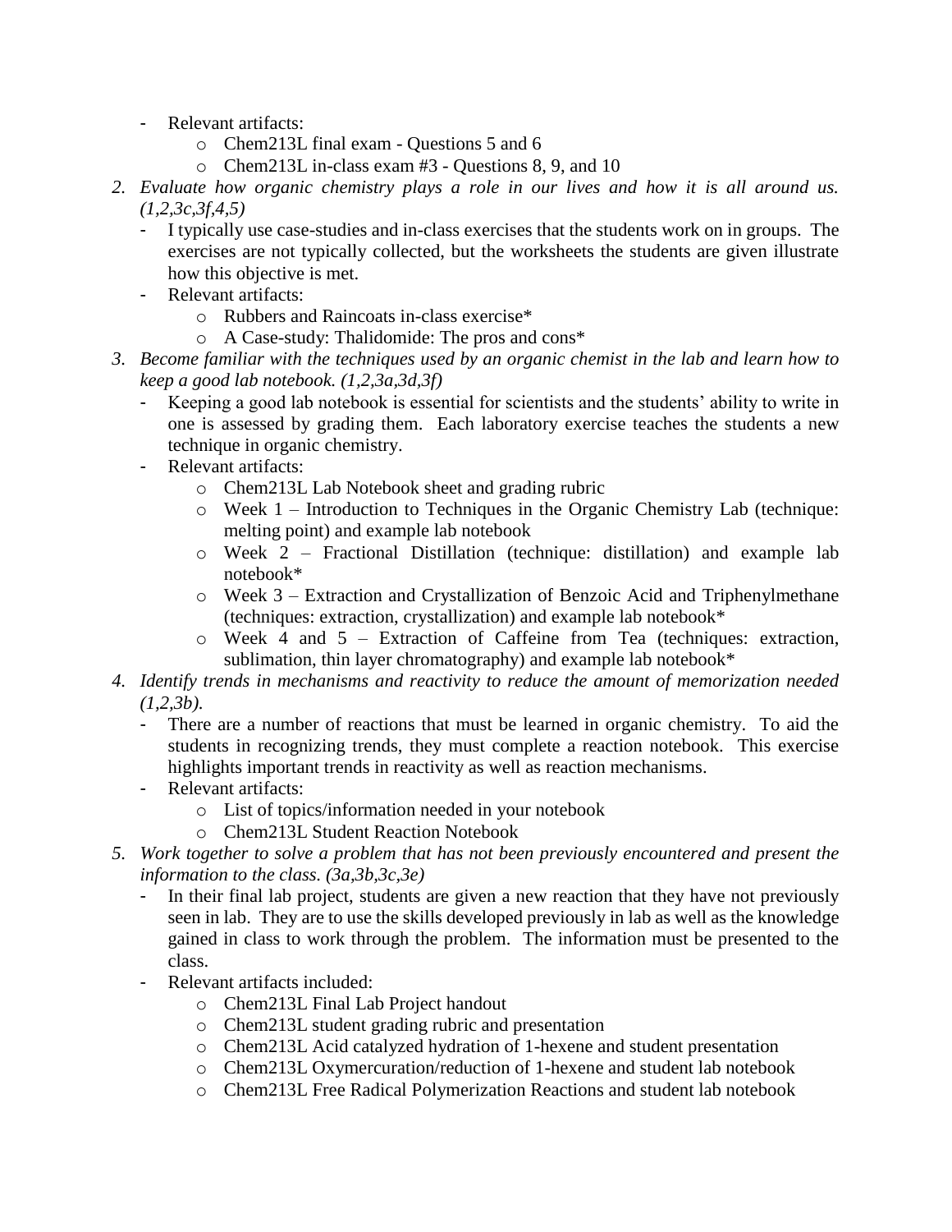- Relevant artifacts:
    - Chem213L final exam - Questions 5 and 6
    - Chem213L in-class exam #3 - Questions 8, 9, and 10

2. *Evaluate how organic chemistry plays a role in our lives and how it is all around us. (1,2,3c,3f,4,5)*
    - I typically use case-studies and in-class exercises that the students work on in groups. The exercises are not typically collected, but the worksheets the students are given illustrate how this objective is met.
    - Relevant artifacts:
        - Rubbers and Raincoats in-class exercise*
        - A Case-study: Thalidomide: The pros and cons*

3. *Become familiar with the techniques used by an organic chemist in the lab and learn how to keep a good lab notebook. (1,2,3a,3d,3f)*
    - Keeping a good lab notebook is essential for scientists and the students' ability to write in one is assessed by grading them. Each laboratory exercise teaches the students a new technique in organic chemistry.
    - Relevant artifacts:
        - Chem213L Lab Notebook sheet and grading rubric
        - Week 1 – Introduction to Techniques in the Organic Chemistry Lab (technique: melting point) and example lab notebook
        - Week 2 – Fractional Distillation (technique: distillation) and example lab notebook*
        - Week 3 – Extraction and Crystallization of Benzoic Acid and Triphenylmethane (techniques: extraction, crystallization) and example lab notebook*
        - Week 4 and 5 – Extraction of Caffeine from Tea (techniques: extraction, sublimation, thin layer chromatography) and example lab notebook*

4. *Identify trends in mechanisms and reactivity to reduce the amount of memorization needed (1,2,3b).*
    - There are a number of reactions that must be learned in organic chemistry. To aid the students in recognizing trends, they must complete a reaction notebook. This exercise highlights important trends in reactivity as well as reaction mechanisms.
    - Relevant artifacts:
        - List of topics/information needed in your notebook
        - Chem213L Student Reaction Notebook

5. *Work together to solve a problem that has not been previously encountered and present the information to the class. (3a,3b,3c,3e)*
    - In their final lab project, students are given a new reaction that they have not previously seen in lab. They are to use the skills developed previously in lab as well as the knowledge gained in class to work through the problem. The information must be presented to the class.
    - Relevant artifacts included:
        - Chem213L Final Lab Project handout
        - Chem213L student grading rubric and presentation
        - Chem213L Acid catalyzed hydration of 1-hexene and student presentation
        - Chem213L Oxymercuration/reduction of 1-hexene and student lab notebook
        - Chem213L Free Radical Polymerization Reactions and student lab notebook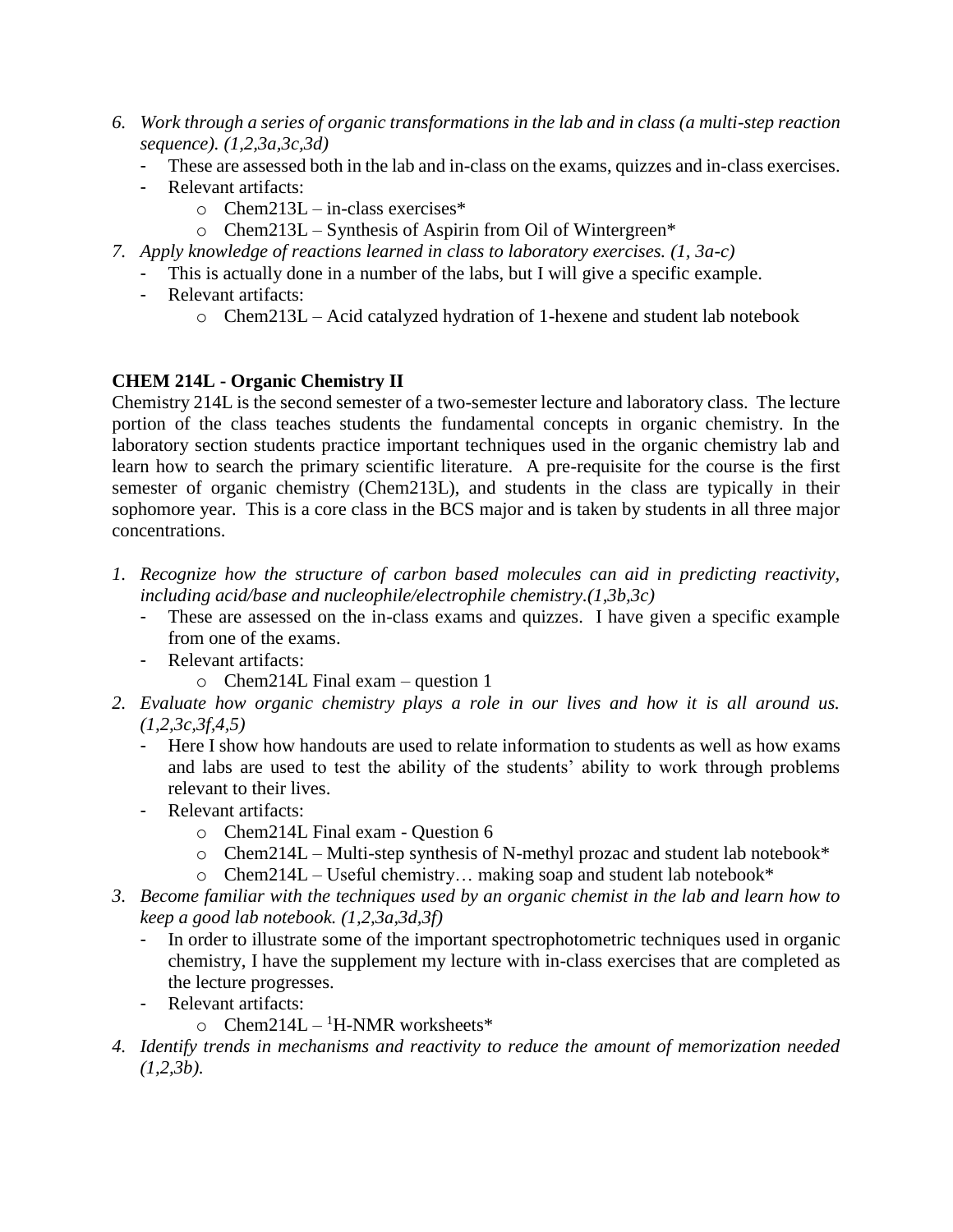6. *Work through a series of organic transformations in the lab and in class (a multi-step reaction sequence). (1,2,3a,3c,3d)*
   - These are assessed both in the lab and in-class on the exams, quizzes and in-class exercises.
   - Relevant artifacts:
     - Chem213L – in-class exercises*
     - Chem213L – Synthesis of Aspirin from Oil of Wintergreen*
7. *Apply knowledge of reactions learned in class to laboratory exercises. (1, 3a-c)*
   - This is actually done in a number of the labs, but I will give a specific example.
   - Relevant artifacts:
     - Chem213L – Acid catalyzed hydration of 1-hexene and student lab notebook

**CHEM 214L - Organic Chemistry II**

Chemistry 214L is the second semester of a two-semester lecture and laboratory class. The lecture portion of the class teaches students the fundamental concepts in organic chemistry. In the laboratory section students practice important techniques used in the organic chemistry lab and learn how to search the primary scientific literature. A pre-requisite for the course is the first semester of organic chemistry (Chem213L), and students in the class are typically in their sophomore year. This is a core class in the BCS major and is taken by students in all three major concentrations.

1. *Recognize how the structure of carbon based molecules can aid in predicting reactivity, including acid/base and nucleophile/electrophile chemistry.(1,3b,3c)*
   - These are assessed on the in-class exams and quizzes. I have given a specific example from one of the exams.
   - Relevant artifacts:
     - Chem214L Final exam – question 1
2. *Evaluate how organic chemistry plays a role in our lives and how it is all around us. (1,2,3c,3f,4,5)*
   - Here I show how handouts are used to relate information to students as well as how exams and labs are used to test the ability of the students' ability to work through problems relevant to their lives.
   - Relevant artifacts:
     - Chem214L Final exam - Question 6
     - Chem214L – Multi-step synthesis of N-methyl prozac and student lab notebook*
     - Chem214L – Useful chemistry… making soap and student lab notebook*
3. *Become familiar with the techniques used by an organic chemist in the lab and learn how to keep a good lab notebook. (1,2,3a,3d,3f)*
   - In order to illustrate some of the important spectrophotometric techniques used in organic chemistry, I have the supplement my lecture with in-class exercises that are completed as the lecture progresses.
   - Relevant artifacts:
     - Chem214L – $^{1}$H-NMR worksheets*
4. *Identify trends in mechanisms and reactivity to reduce the amount of memorization needed (1,2,3b).*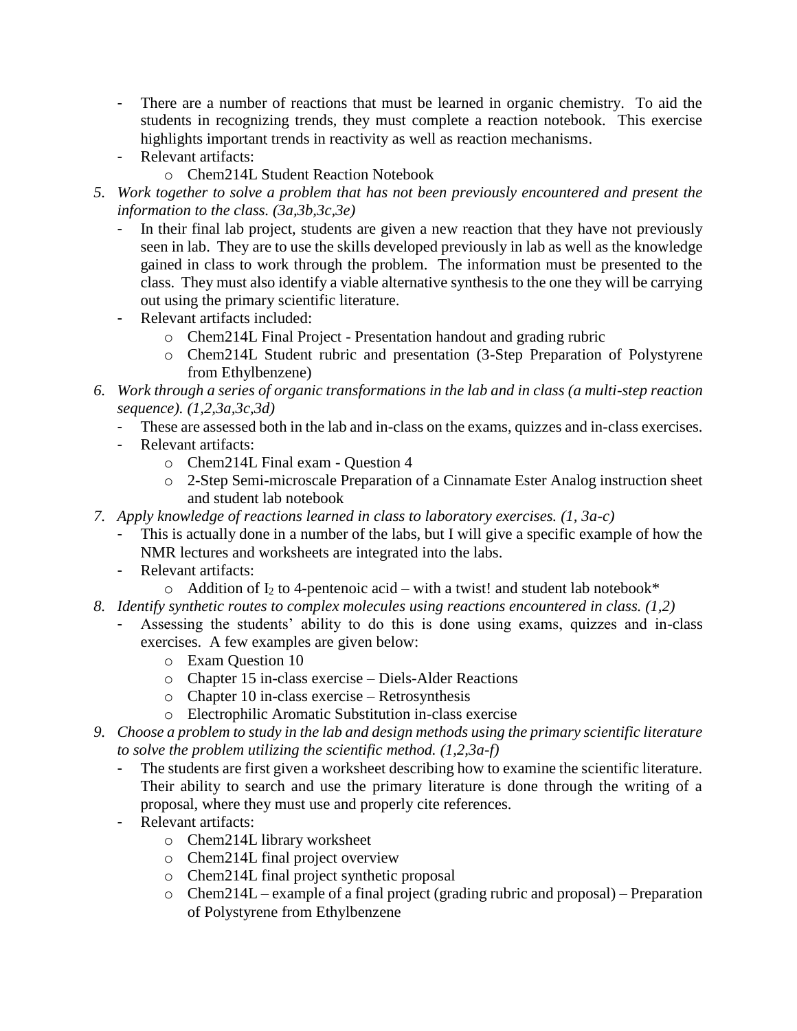- There are a number of reactions that must be learned in organic chemistry. To aid the students in recognizing trends, they must complete a reaction notebook. This exercise highlights important trends in reactivity as well as reaction mechanisms.
- Relevant artifacts:
    - Chem214L Student Reaction Notebook

5. *Work together to solve a problem that has not been previously encountered and present the information to the class. (3a,3b,3c,3e)*
    - In their final lab project, students are given a new reaction that they have not previously seen in lab. They are to use the skills developed previously in lab as well as the knowledge gained in class to work through the problem. The information must be presented to the class. They must also identify a viable alternative synthesis to the one they will be carrying out using the primary scientific literature.
    - Relevant artifacts included:
        - Chem214L Final Project - Presentation handout and grading rubric
        - Chem214L Student rubric and presentation (3-Step Preparation of Polystyrene from Ethylbenzene)
6. *Work through a series of organic transformations in the lab and in class (a multi-step reaction sequence). (1,2,3a,3c,3d)*
    - These are assessed both in the lab and in-class on the exams, quizzes and in-class exercises.
    - Relevant artifacts:
        - Chem214L Final exam - Question 4
        - 2-Step Semi-microscale Preparation of a Cinnamate Ester Analog instruction sheet and student lab notebook
7. *Apply knowledge of reactions learned in class to laboratory exercises. (1, 3a-c)*
    - This is actually done in a number of the labs, but I will give a specific example of how the NMR lectures and worksheets are integrated into the labs.
    - Relevant artifacts:
        - Addition of $I_2$ to 4-pentenoic acid – with a twist! and student lab notebook*
8. *Identify synthetic routes to complex molecules using reactions encountered in class. (1,2)*
    - Assessing the students' ability to do this is done using exams, quizzes and in-class exercises. A few examples are given below:
        - Exam Question 10
        - Chapter 15 in-class exercise – Diels-Alder Reactions
        - Chapter 10 in-class exercise – Retrosynthesis
        - Electrophilic Aromatic Substitution in-class exercise
9. *Choose a problem to study in the lab and design methods using the primary scientific literature to solve the problem utilizing the scientific method. (1,2,3a-f)*
    - The students are first given a worksheet describing how to examine the scientific literature. Their ability to search and use the primary literature is done through the writing of a proposal, where they must use and properly cite references.
    - Relevant artifacts:
        - Chem214L library worksheet
        - Chem214L final project overview
        - Chem214L final project synthetic proposal
        - Chem214L – example of a final project (grading rubric and proposal) – Preparation of Polystyrene from Ethylbenzene